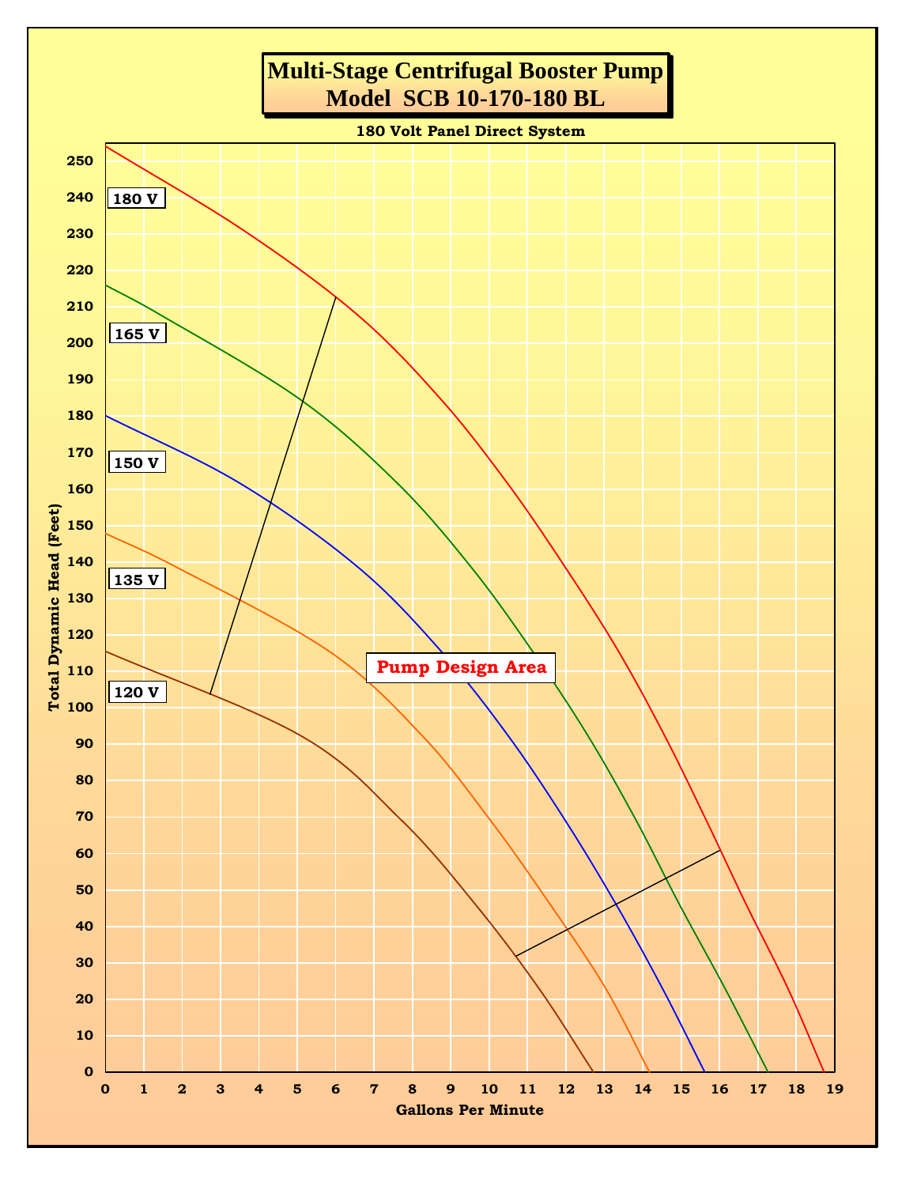# Multi-Stage Centrifugal Booster Pump
# Model SCB 10-170-180 BL

180 Volt Panel Direct System

180 V

165 V

150 V

135 V

120 V

Pump Design Area

Total Dynamic Head (Feet)

Gallons Per Minute

0 1 2 3 4 5 6 7 8 9 10 11 12 13 14 15 16 17 18 19

0 10 20 30 40 50 60 70 80 90 100 110 120 130 140 150 160 170 180 190 200 210 220 230 240 250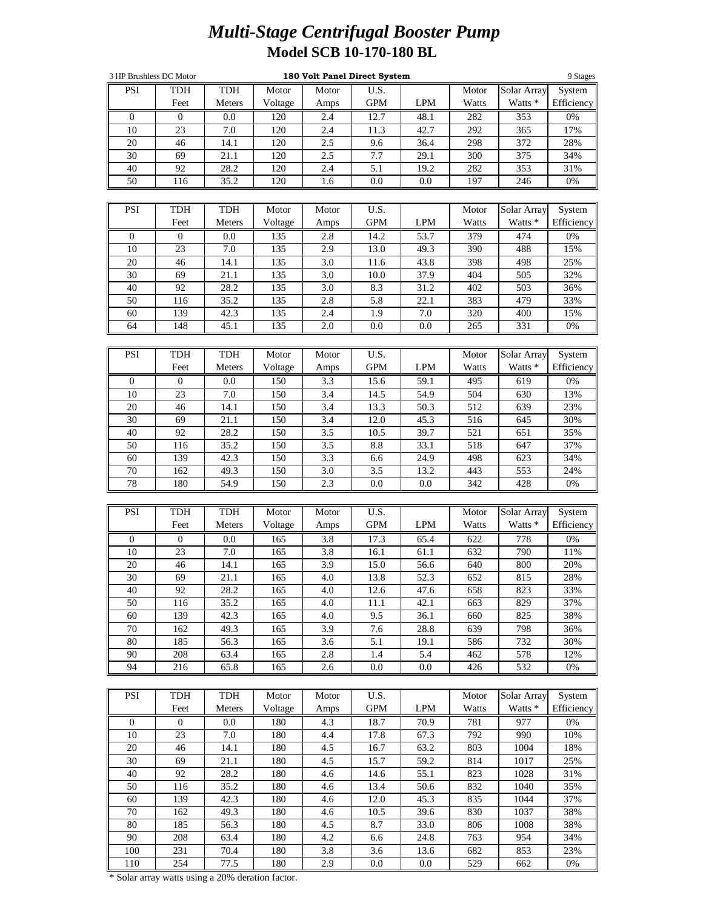# *Multi-Stage Centrifugal Booster Pump*

## Model SCB 10-170-180 BL

3 HP Brushless DC Motor — **180 Volt Panel Direct System** — 9 Stages

| PSI | TDH Feet | TDH Meters | Motor Voltage | Motor Amps | U.S. GPM | LPM | Motor Watts | Solar Array Watts * | System Efficiency |
|---|---|---|---|---|---|---|---|---|---|
| 0 | 0 | 0.0 | 120 | 2.4 | 12.7 | 48.1 | 282 | 353 | 0% |
| 10 | 23 | 7.0 | 120 | 2.4 | 11.3 | 42.7 | 292 | 365 | 17% |
| 20 | 46 | 14.1 | 120 | 2.5 | 9.6 | 36.4 | 298 | 372 | 28% |
| 30 | 69 | 21.1 | 120 | 2.5 | 7.7 | 29.1 | 300 | 375 | 34% |
| 40 | 92 | 28.2 | 120 | 2.4 | 5.1 | 19.2 | 282 | 353 | 31% |
| 50 | 116 | 35.2 | 120 | 1.6 | 0.0 | 0.0 | 197 | 246 | 0% |

| PSI | TDH Feet | TDH Meters | Motor Voltage | Motor Amps | U.S. GPM | LPM | Motor Watts | Solar Array Watts * | System Efficiency |
|---|---|---|---|---|---|---|---|---|---|
| 0 | 0 | 0.0 | 135 | 2.8 | 14.2 | 53.7 | 379 | 474 | 0% |
| 10 | 23 | 7.0 | 135 | 2.9 | 13.0 | 49.3 | 390 | 488 | 15% |
| 20 | 46 | 14.1 | 135 | 3.0 | 11.6 | 43.8 | 398 | 498 | 25% |
| 30 | 69 | 21.1 | 135 | 3.0 | 10.0 | 37.9 | 404 | 505 | 32% |
| 40 | 92 | 28.2 | 135 | 3.0 | 8.3 | 31.2 | 402 | 503 | 36% |
| 50 | 116 | 35.2 | 135 | 2.8 | 5.8 | 22.1 | 383 | 479 | 33% |
| 60 | 139 | 42.3 | 135 | 2.4 | 1.9 | 7.0 | 320 | 400 | 15% |
| 64 | 148 | 45.1 | 135 | 2.0 | 0.0 | 0.0 | 265 | 331 | 0% |

| PSI | TDH Feet | TDH Meters | Motor Voltage | Motor Amps | U.S. GPM | LPM | Motor Watts | Solar Array Watts * | System Efficiency |
|---|---|---|---|---|---|---|---|---|---|
| 0 | 0 | 0.0 | 150 | 3.3 | 15.6 | 59.1 | 495 | 619 | 0% |
| 10 | 23 | 7.0 | 150 | 3.4 | 14.5 | 54.9 | 504 | 630 | 13% |
| 20 | 46 | 14.1 | 150 | 3.4 | 13.3 | 50.3 | 512 | 639 | 23% |
| 30 | 69 | 21.1 | 150 | 3.4 | 12.0 | 45.3 | 516 | 645 | 30% |
| 40 | 92 | 28.2 | 150 | 3.5 | 10.5 | 39.7 | 521 | 651 | 35% |
| 50 | 116 | 35.2 | 150 | 3.5 | 8.8 | 33.1 | 518 | 647 | 37% |
| 60 | 139 | 42.3 | 150 | 3.3 | 6.6 | 24.9 | 498 | 623 | 34% |
| 70 | 162 | 49.3 | 150 | 3.0 | 3.5 | 13.2 | 443 | 553 | 24% |
| 78 | 180 | 54.9 | 150 | 2.3 | 0.0 | 0.0 | 342 | 428 | 0% |

| PSI | TDH Feet | TDH Meters | Motor Voltage | Motor Amps | U.S. GPM | LPM | Motor Watts | Solar Array Watts * | System Efficiency |
|---|---|---|---|---|---|---|---|---|---|
| 0 | 0 | 0.0 | 165 | 3.8 | 17.3 | 65.4 | 622 | 778 | 0% |
| 10 | 23 | 7.0 | 165 | 3.8 | 16.1 | 61.1 | 632 | 790 | 11% |
| 20 | 46 | 14.1 | 165 | 3.9 | 15.0 | 56.6 | 640 | 800 | 20% |
| 30 | 69 | 21.1 | 165 | 4.0 | 13.8 | 52.3 | 652 | 815 | 28% |
| 40 | 92 | 28.2 | 165 | 4.0 | 12.6 | 47.6 | 658 | 823 | 33% |
| 50 | 116 | 35.2 | 165 | 4.0 | 11.1 | 42.1 | 663 | 829 | 37% |
| 60 | 139 | 42.3 | 165 | 4.0 | 9.5 | 36.1 | 660 | 825 | 38% |
| 70 | 162 | 49.3 | 165 | 3.9 | 7.6 | 28.8 | 639 | 798 | 36% |
| 80 | 185 | 56.3 | 165 | 3.6 | 5.1 | 19.1 | 586 | 732 | 30% |
| 90 | 208 | 63.4 | 165 | 2.8 | 1.4 | 5.4 | 462 | 578 | 12% |
| 94 | 216 | 65.8 | 165 | 2.6 | 0.0 | 0.0 | 426 | 532 | 0% |

| PSI | TDH Feet | TDH Meters | Motor Voltage | Motor Amps | U.S. GPM | LPM | Motor Watts | Solar Array Watts * | System Efficiency |
|---|---|---|---|---|---|---|---|---|---|
| 0 | 0 | 0.0 | 180 | 4.3 | 18.7 | 70.9 | 781 | 977 | 0% |
| 10 | 23 | 7.0 | 180 | 4.4 | 17.8 | 67.3 | 792 | 990 | 10% |
| 20 | 46 | 14.1 | 180 | 4.5 | 16.7 | 63.2 | 803 | 1004 | 18% |
| 30 | 69 | 21.1 | 180 | 4.5 | 15.7 | 59.2 | 814 | 1017 | 25% |
| 40 | 92 | 28.2 | 180 | 4.6 | 14.6 | 55.1 | 823 | 1028 | 31% |
| 50 | 116 | 35.2 | 180 | 4.6 | 13.4 | 50.6 | 832 | 1040 | 35% |
| 60 | 139 | 42.3 | 180 | 4.6 | 12.0 | 45.3 | 835 | 1044 | 37% |
| 70 | 162 | 49.3 | 180 | 4.6 | 10.5 | 39.6 | 830 | 1037 | 38% |
| 80 | 185 | 56.3 | 180 | 4.5 | 8.7 | 33.0 | 806 | 1008 | 38% |
| 90 | 208 | 63.4 | 180 | 4.2 | 6.6 | 24.8 | 763 | 954 | 34% |
| 100 | 231 | 70.4 | 180 | 3.8 | 3.6 | 13.6 | 682 | 853 | 23% |
| 110 | 254 | 77.5 | 180 | 2.9 | 0.0 | 0.0 | 529 | 662 | 0% |

* Solar array watts using a 20% deration factor.